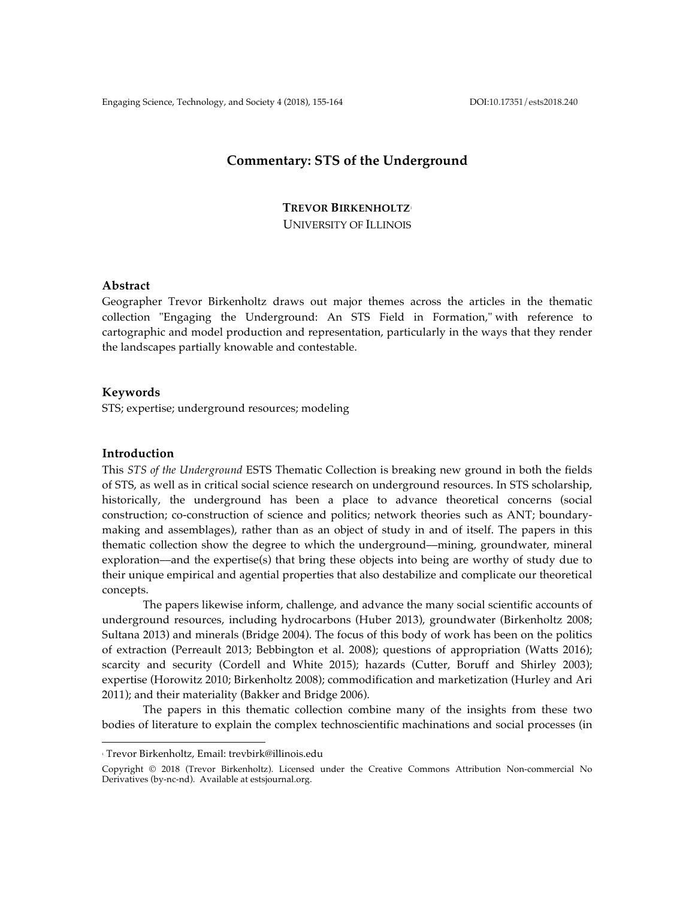# Commentary: STS of the Underground

**TREVOR BIRKENHOLTZ**[1]
UNIVERSITY OF ILLINOIS

## Abstract

Geographer Trevor Birkenholtz draws out major themes across the articles in the thematic collection "Engaging the Underground: An STS Field in Formation," with reference to cartographic and model production and representation, particularly in the ways that they render the landscapes partially knowable and contestable.

## Keywords

STS; expertise; underground resources; modeling

## Introduction

This *STS of the Underground* ESTS Thematic Collection is breaking new ground in both the fields of STS, as well as in critical social science research on underground resources. In STS scholarship, historically, the underground has been a place to advance theoretical concerns (social construction; co-construction of science and politics; network theories such as ANT; boundary-making and assemblages), rather than as an object of study in and of itself. The papers in this thematic collection show the degree to which the underground—mining, groundwater, mineral exploration—and the expertise(s) that bring these objects into being are worthy of study due to their unique empirical and agential properties that also destabilize and complicate our theoretical concepts.

The papers likewise inform, challenge, and advance the many social scientific accounts of underground resources, including hydrocarbons (Huber 2013), groundwater (Birkenholtz 2008; Sultana 2013) and minerals (Bridge 2004). The focus of this body of work has been on the politics of extraction (Perreault 2013; Bebbington et al. 2008); questions of appropriation (Watts 2016); scarcity and security (Cordell and White 2015); hazards (Cutter, Boruff and Shirley 2003); expertise (Horowitz 2010; Birkenholtz 2008); commodification and marketization (Hurley and Ari 2011); and their materiality (Bakker and Bridge 2006).

The papers in this thematic collection combine many of the insights from these two bodies of literature to explain the complex technoscientific machinations and social processes (in

---

[1] Trevor Birkenholtz, Email: trevbirk@illinois.edu

Copyright © 2018 (Trevor Birkenholtz). Licensed under the Creative Commons Attribution Non-commercial No Derivatives (by-nc-nd). Available at estsjournal.org.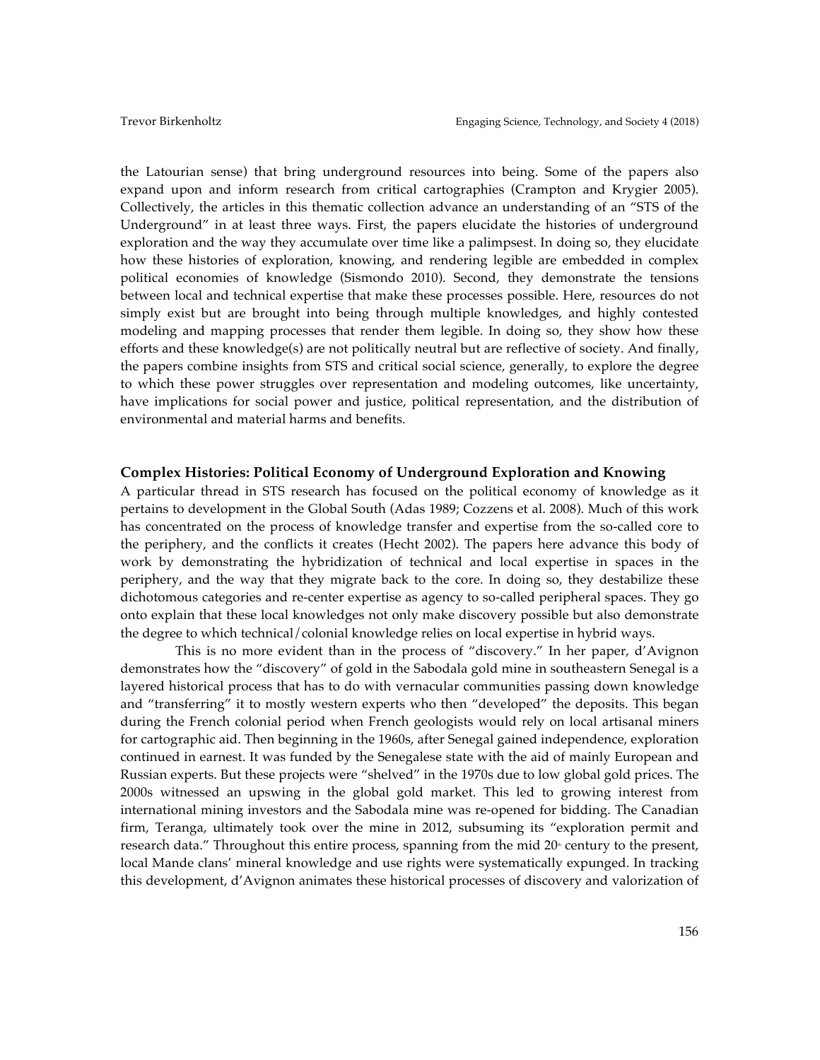the Latourian sense) that bring underground resources into being. Some of the papers also expand upon and inform research from critical cartographies (Crampton and Krygier 2005). Collectively, the articles in this thematic collection advance an understanding of an "STS of the Underground" in at least three ways. First, the papers elucidate the histories of underground exploration and the way they accumulate over time like a palimpsest. In doing so, they elucidate how these histories of exploration, knowing, and rendering legible are embedded in complex political economies of knowledge (Sismondo 2010). Second, they demonstrate the tensions between local and technical expertise that make these processes possible. Here, resources do not simply exist but are brought into being through multiple knowledges, and highly contested modeling and mapping processes that render them legible. In doing so, they show how these efforts and these knowledge(s) are not politically neutral but are reflective of society. And finally, the papers combine insights from STS and critical social science, generally, to explore the degree to which these power struggles over representation and modeling outcomes, like uncertainty, have implications for social power and justice, political representation, and the distribution of environmental and material harms and benefits.

## Complex Histories: Political Economy of Underground Exploration and Knowing

A particular thread in STS research has focused on the political economy of knowledge as it pertains to development in the Global South (Adas 1989; Cozzens et al. 2008). Much of this work has concentrated on the process of knowledge transfer and expertise from the so-called core to the periphery, and the conflicts it creates (Hecht 2002). The papers here advance this body of work by demonstrating the hybridization of technical and local expertise in spaces in the periphery, and the way that they migrate back to the core. In doing so, they destabilize these dichotomous categories and re-center expertise as agency to so-called peripheral spaces. They go onto explain that these local knowledges not only make discovery possible but also demonstrate the degree to which technical/colonial knowledge relies on local expertise in hybrid ways.

This is no more evident than in the process of "discovery." In her paper, d'Avignon demonstrates how the "discovery" of gold in the Sabodala gold mine in southeastern Senegal is a layered historical process that has to do with vernacular communities passing down knowledge and "transferring" it to mostly western experts who then "developed" the deposits. This began during the French colonial period when French geologists would rely on local artisanal miners for cartographic aid. Then beginning in the 1960s, after Senegal gained independence, exploration continued in earnest. It was funded by the Senegalese state with the aid of mainly European and Russian experts. But these projects were "shelved" in the 1970s due to low global gold prices. The 2000s witnessed an upswing in the global gold market. This led to growing interest from international mining investors and the Sabodala mine was re-opened for bidding. The Canadian firm, Teranga, ultimately took over the mine in 2012, subsuming its "exploration permit and research data." Throughout this entire process, spanning from the mid 20th century to the present, local Mande clans' mineral knowledge and use rights were systematically expunged. In tracking this development, d'Avignon animates these historical processes of discovery and valorization of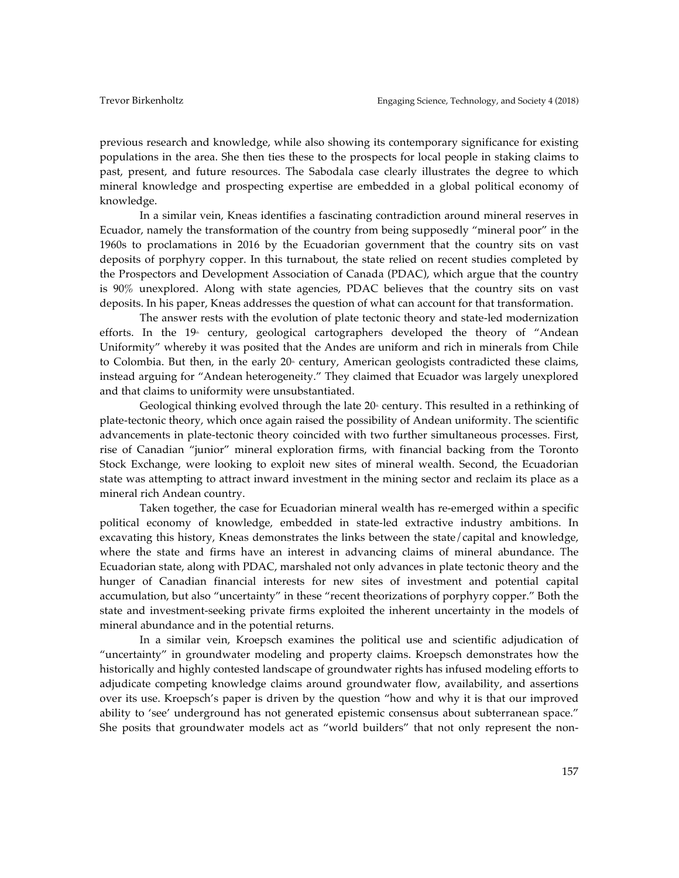previous research and knowledge, while also showing its contemporary significance for existing populations in the area. She then ties these to the prospects for local people in staking claims to past, present, and future resources. The Sabodala case clearly illustrates the degree to which mineral knowledge and prospecting expertise are embedded in a global political economy of knowledge.

In a similar vein, Kneas identifies a fascinating contradiction around mineral reserves in Ecuador, namely the transformation of the country from being supposedly "mineral poor" in the 1960s to proclamations in 2016 by the Ecuadorian government that the country sits on vast deposits of porphyry copper. In this turnabout, the state relied on recent studies completed by the Prospectors and Development Association of Canada (PDAC), which argue that the country is 90% unexplored. Along with state agencies, PDAC believes that the country sits on vast deposits. In his paper, Kneas addresses the question of what can account for that transformation.

The answer rests with the evolution of plate tectonic theory and state-led modernization efforts. In the 19th century, geological cartographers developed the theory of "Andean Uniformity" whereby it was posited that the Andes are uniform and rich in minerals from Chile to Colombia. But then, in the early 20th century, American geologists contradicted these claims, instead arguing for "Andean heterogeneity." They claimed that Ecuador was largely unexplored and that claims to uniformity were unsubstantiated.

Geological thinking evolved through the late 20th century. This resulted in a rethinking of plate-tectonic theory, which once again raised the possibility of Andean uniformity. The scientific advancements in plate-tectonic theory coincided with two further simultaneous processes. First, rise of Canadian "junior" mineral exploration firms, with financial backing from the Toronto Stock Exchange, were looking to exploit new sites of mineral wealth. Second, the Ecuadorian state was attempting to attract inward investment in the mining sector and reclaim its place as a mineral rich Andean country.

Taken together, the case for Ecuadorian mineral wealth has re-emerged within a specific political economy of knowledge, embedded in state-led extractive industry ambitions. In excavating this history, Kneas demonstrates the links between the state/capital and knowledge, where the state and firms have an interest in advancing claims of mineral abundance. The Ecuadorian state, along with PDAC, marshaled not only advances in plate tectonic theory and the hunger of Canadian financial interests for new sites of investment and potential capital accumulation, but also "uncertainty" in these "recent theorizations of porphyry copper." Both the state and investment-seeking private firms exploited the inherent uncertainty in the models of mineral abundance and in the potential returns.

In a similar vein, Kroepsch examines the political use and scientific adjudication of "uncertainty" in groundwater modeling and property claims. Kroepsch demonstrates how the historically and highly contested landscape of groundwater rights has infused modeling efforts to adjudicate competing knowledge claims around groundwater flow, availability, and assertions over its use. Kroepsch's paper is driven by the question "how and why it is that our improved ability to 'see' underground has not generated epistemic consensus about subterranean space." She posits that groundwater models act as "world builders" that not only represent the non-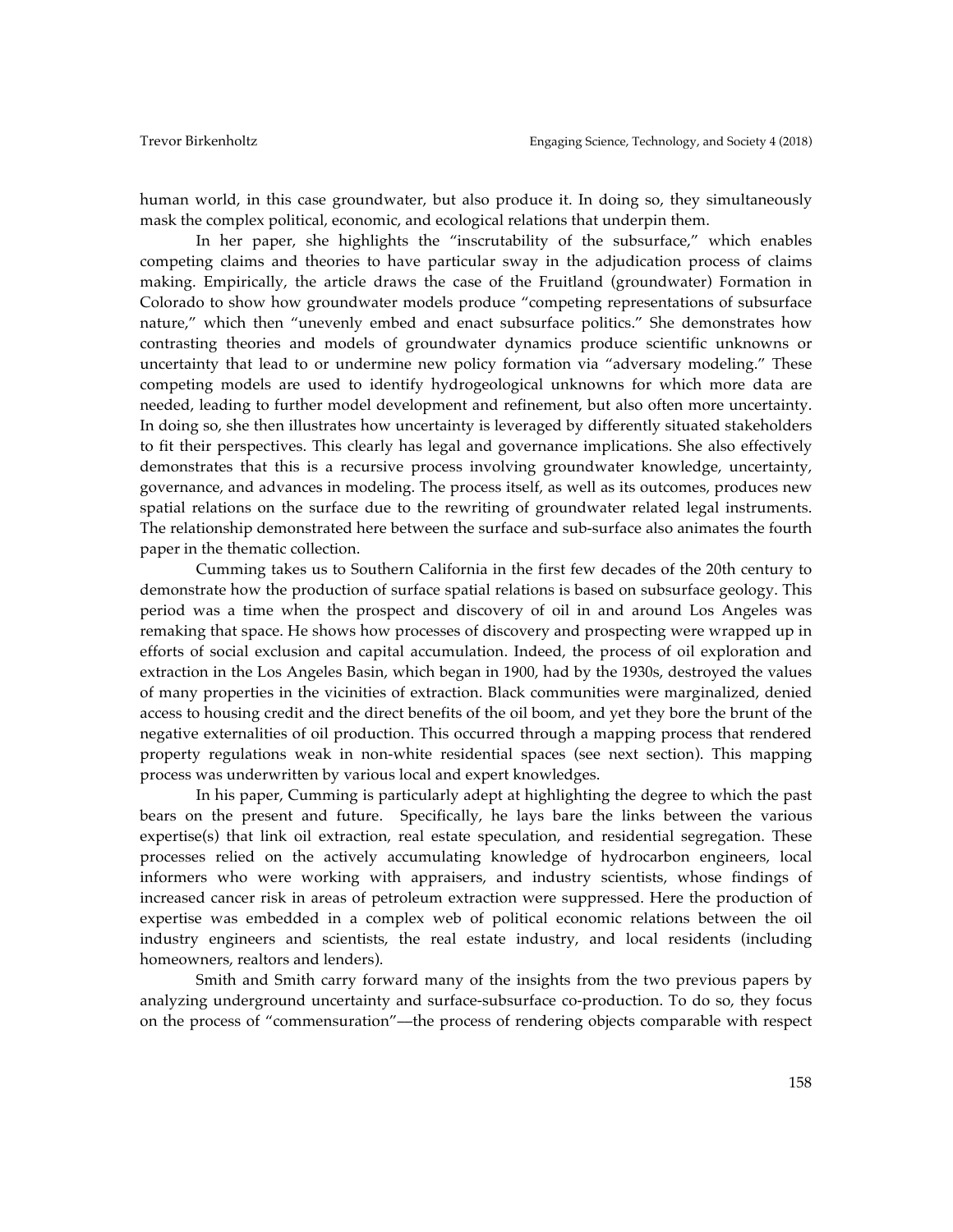human world, in this case groundwater, but also produce it. In doing so, they simultaneously mask the complex political, economic, and ecological relations that underpin them.

In her paper, she highlights the "inscrutability of the subsurface," which enables competing claims and theories to have particular sway in the adjudication process of claims making. Empirically, the article draws the case of the Fruitland (groundwater) Formation in Colorado to show how groundwater models produce "competing representations of subsurface nature," which then "unevenly embed and enact subsurface politics." She demonstrates how contrasting theories and models of groundwater dynamics produce scientific unknowns or uncertainty that lead to or undermine new policy formation via "adversary modeling." These competing models are used to identify hydrogeological unknowns for which more data are needed, leading to further model development and refinement, but also often more uncertainty. In doing so, she then illustrates how uncertainty is leveraged by differently situated stakeholders to fit their perspectives. This clearly has legal and governance implications. She also effectively demonstrates that this is a recursive process involving groundwater knowledge, uncertainty, governance, and advances in modeling. The process itself, as well as its outcomes, produces new spatial relations on the surface due to the rewriting of groundwater related legal instruments. The relationship demonstrated here between the surface and sub-surface also animates the fourth paper in the thematic collection.

Cumming takes us to Southern California in the first few decades of the 20th century to demonstrate how the production of surface spatial relations is based on subsurface geology. This period was a time when the prospect and discovery of oil in and around Los Angeles was remaking that space. He shows how processes of discovery and prospecting were wrapped up in efforts of social exclusion and capital accumulation. Indeed, the process of oil exploration and extraction in the Los Angeles Basin, which began in 1900, had by the 1930s, destroyed the values of many properties in the vicinities of extraction. Black communities were marginalized, denied access to housing credit and the direct benefits of the oil boom, and yet they bore the brunt of the negative externalities of oil production. This occurred through a mapping process that rendered property regulations weak in non-white residential spaces (see next section). This mapping process was underwritten by various local and expert knowledges.

In his paper, Cumming is particularly adept at highlighting the degree to which the past bears on the present and future. Specifically, he lays bare the links between the various expertise(s) that link oil extraction, real estate speculation, and residential segregation. These processes relied on the actively accumulating knowledge of hydrocarbon engineers, local informers who were working with appraisers, and industry scientists, whose findings of increased cancer risk in areas of petroleum extraction were suppressed. Here the production of expertise was embedded in a complex web of political economic relations between the oil industry engineers and scientists, the real estate industry, and local residents (including homeowners, realtors and lenders).

Smith and Smith carry forward many of the insights from the two previous papers by analyzing underground uncertainty and surface-subsurface co-production. To do so, they focus on the process of "commensuration"—the process of rendering objects comparable with respect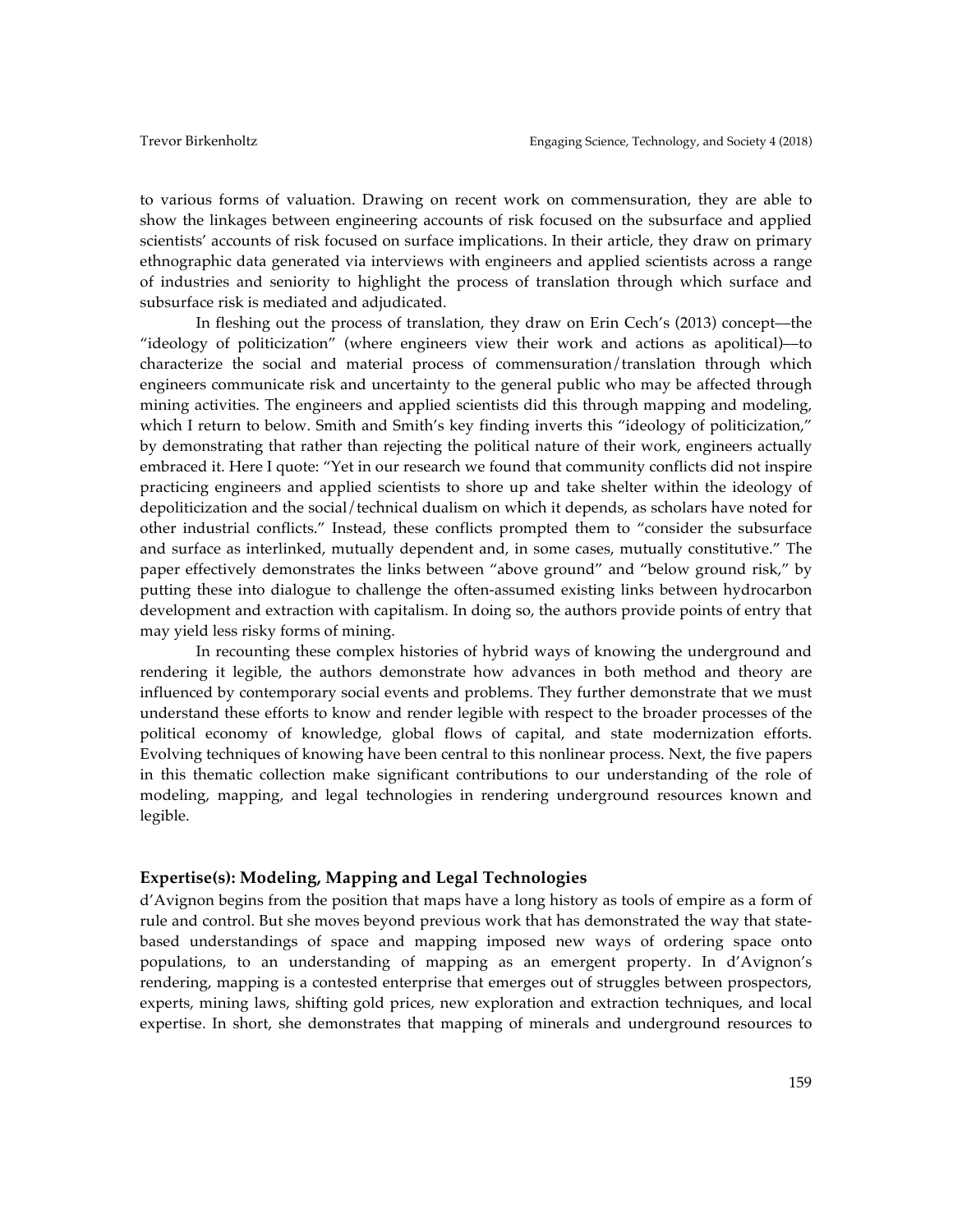to various forms of valuation. Drawing on recent work on commensuration, they are able to show the linkages between engineering accounts of risk focused on the subsurface and applied scientists' accounts of risk focused on surface implications. In their article, they draw on primary ethnographic data generated via interviews with engineers and applied scientists across a range of industries and seniority to highlight the process of translation through which surface and subsurface risk is mediated and adjudicated.

In fleshing out the process of translation, they draw on Erin Cech's (2013) concept—the "ideology of politicization" (where engineers view their work and actions as apolitical)—to characterize the social and material process of commensuration/translation through which engineers communicate risk and uncertainty to the general public who may be affected through mining activities. The engineers and applied scientists did this through mapping and modeling, which I return to below. Smith and Smith's key finding inverts this "ideology of politicization," by demonstrating that rather than rejecting the political nature of their work, engineers actually embraced it. Here I quote: "Yet in our research we found that community conflicts did not inspire practicing engineers and applied scientists to shore up and take shelter within the ideology of depoliticization and the social/technical dualism on which it depends, as scholars have noted for other industrial conflicts." Instead, these conflicts prompted them to "consider the subsurface and surface as interlinked, mutually dependent and, in some cases, mutually constitutive." The paper effectively demonstrates the links between "above ground" and "below ground risk," by putting these into dialogue to challenge the often-assumed existing links between hydrocarbon development and extraction with capitalism. In doing so, the authors provide points of entry that may yield less risky forms of mining.

In recounting these complex histories of hybrid ways of knowing the underground and rendering it legible, the authors demonstrate how advances in both method and theory are influenced by contemporary social events and problems. They further demonstrate that we must understand these efforts to know and render legible with respect to the broader processes of the political economy of knowledge, global flows of capital, and state modernization efforts. Evolving techniques of knowing have been central to this nonlinear process. Next, the five papers in this thematic collection make significant contributions to our understanding of the role of modeling, mapping, and legal technologies in rendering underground resources known and legible.

### Expertise(s): Modeling, Mapping and Legal Technologies

d'Avignon begins from the position that maps have a long history as tools of empire as a form of rule and control. But she moves beyond previous work that has demonstrated the way that state-based understandings of space and mapping imposed new ways of ordering space onto populations, to an understanding of mapping as an emergent property. In d'Avignon's rendering, mapping is a contested enterprise that emerges out of struggles between prospectors, experts, mining laws, shifting gold prices, new exploration and extraction techniques, and local expertise. In short, she demonstrates that mapping of minerals and underground resources to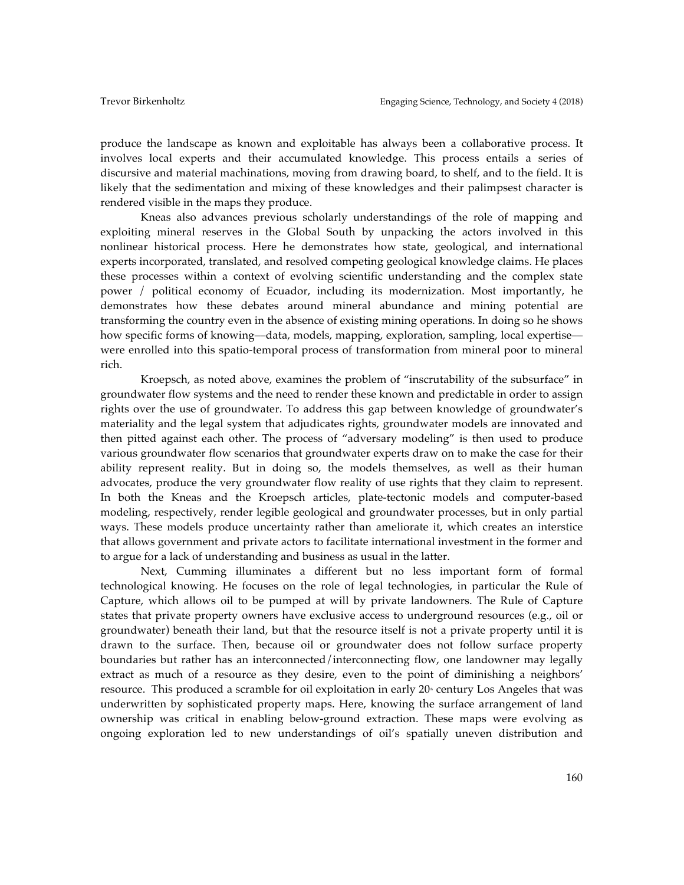produce the landscape as known and exploitable has always been a collaborative process. It involves local experts and their accumulated knowledge. This process entails a series of discursive and material machinations, moving from drawing board, to shelf, and to the field. It is likely that the sedimentation and mixing of these knowledges and their palimpsest character is rendered visible in the maps they produce.

Kneas also advances previous scholarly understandings of the role of mapping and exploiting mineral reserves in the Global South by unpacking the actors involved in this nonlinear historical process. Here he demonstrates how state, geological, and international experts incorporated, translated, and resolved competing geological knowledge claims. He places these processes within a context of evolving scientific understanding and the complex state power / political economy of Ecuador, including its modernization. Most importantly, he demonstrates how these debates around mineral abundance and mining potential are transforming the country even in the absence of existing mining operations. In doing so he shows how specific forms of knowing—data, models, mapping, exploration, sampling, local expertise—were enrolled into this spatio-temporal process of transformation from mineral poor to mineral rich.

Kroepsch, as noted above, examines the problem of "inscrutability of the subsurface" in groundwater flow systems and the need to render these known and predictable in order to assign rights over the use of groundwater. To address this gap between knowledge of groundwater's materiality and the legal system that adjudicates rights, groundwater models are innovated and then pitted against each other. The process of "adversary modeling" is then used to produce various groundwater flow scenarios that groundwater experts draw on to make the case for their ability represent reality. But in doing so, the models themselves, as well as their human advocates, produce the very groundwater flow reality of use rights that they claim to represent. In both the Kneas and the Kroepsch articles, plate-tectonic models and computer-based modeling, respectively, render legible geological and groundwater processes, but in only partial ways. These models produce uncertainty rather than ameliorate it, which creates an interstice that allows government and private actors to facilitate international investment in the former and to argue for a lack of understanding and business as usual in the latter.

Next, Cumming illuminates a different but no less important form of formal technological knowing. He focuses on the role of legal technologies, in particular the Rule of Capture, which allows oil to be pumped at will by private landowners. The Rule of Capture states that private property owners have exclusive access to underground resources (e.g., oil or groundwater) beneath their land, but that the resource itself is not a private property until it is drawn to the surface. Then, because oil or groundwater does not follow surface property boundaries but rather has an interconnected/interconnecting flow, one landowner may legally extract as much of a resource as they desire, even to the point of diminishing a neighbors' resource. This produced a scramble for oil exploitation in early 20th century Los Angeles that was underwritten by sophisticated property maps. Here, knowing the surface arrangement of land ownership was critical in enabling below-ground extraction. These maps were evolving as ongoing exploration led to new understandings of oil's spatially uneven distribution and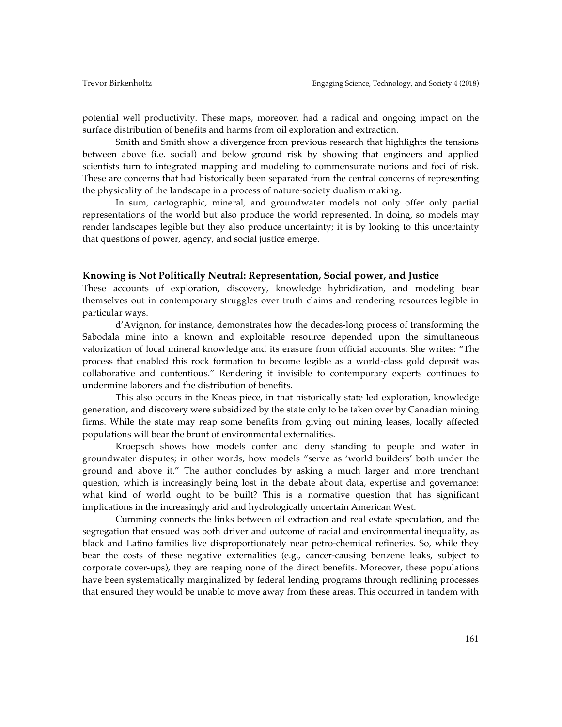potential well productivity. These maps, moreover, had a radical and ongoing impact on the surface distribution of benefits and harms from oil exploration and extraction.

Smith and Smith show a divergence from previous research that highlights the tensions between above (i.e. social) and below ground risk by showing that engineers and applied scientists turn to integrated mapping and modeling to commensurate notions and foci of risk. These are concerns that had historically been separated from the central concerns of representing the physicality of the landscape in a process of nature-society dualism making.

In sum, cartographic, mineral, and groundwater models not only offer only partial representations of the world but also produce the world represented. In doing, so models may render landscapes legible but they also produce uncertainty; it is by looking to this uncertainty that questions of power, agency, and social justice emerge.

## Knowing is Not Politically Neutral: Representation, Social power, and Justice

These accounts of exploration, discovery, knowledge hybridization, and modeling bear themselves out in contemporary struggles over truth claims and rendering resources legible in particular ways.

d'Avignon, for instance, demonstrates how the decades-long process of transforming the Sabodala mine into a known and exploitable resource depended upon the simultaneous valorization of local mineral knowledge and its erasure from official accounts. She writes: "The process that enabled this rock formation to become legible as a world-class gold deposit was collaborative and contentious." Rendering it invisible to contemporary experts continues to undermine laborers and the distribution of benefits.

This also occurs in the Kneas piece, in that historically state led exploration, knowledge generation, and discovery were subsidized by the state only to be taken over by Canadian mining firms. While the state may reap some benefits from giving out mining leases, locally affected populations will bear the brunt of environmental externalities.

Kroepsch shows how models confer and deny standing to people and water in groundwater disputes; in other words, how models "serve as 'world builders' both under the ground and above it." The author concludes by asking a much larger and more trenchant question, which is increasingly being lost in the debate about data, expertise and governance: what kind of world ought to be built? This is a normative question that has significant implications in the increasingly arid and hydrologically uncertain American West.

Cumming connects the links between oil extraction and real estate speculation, and the segregation that ensued was both driver and outcome of racial and environmental inequality, as black and Latino families live disproportionately near petro-chemical refineries. So, while they bear the costs of these negative externalities (e.g., cancer-causing benzene leaks, subject to corporate cover-ups), they are reaping none of the direct benefits. Moreover, these populations have been systematically marginalized by federal lending programs through redlining processes that ensured they would be unable to move away from these areas. This occurred in tandem with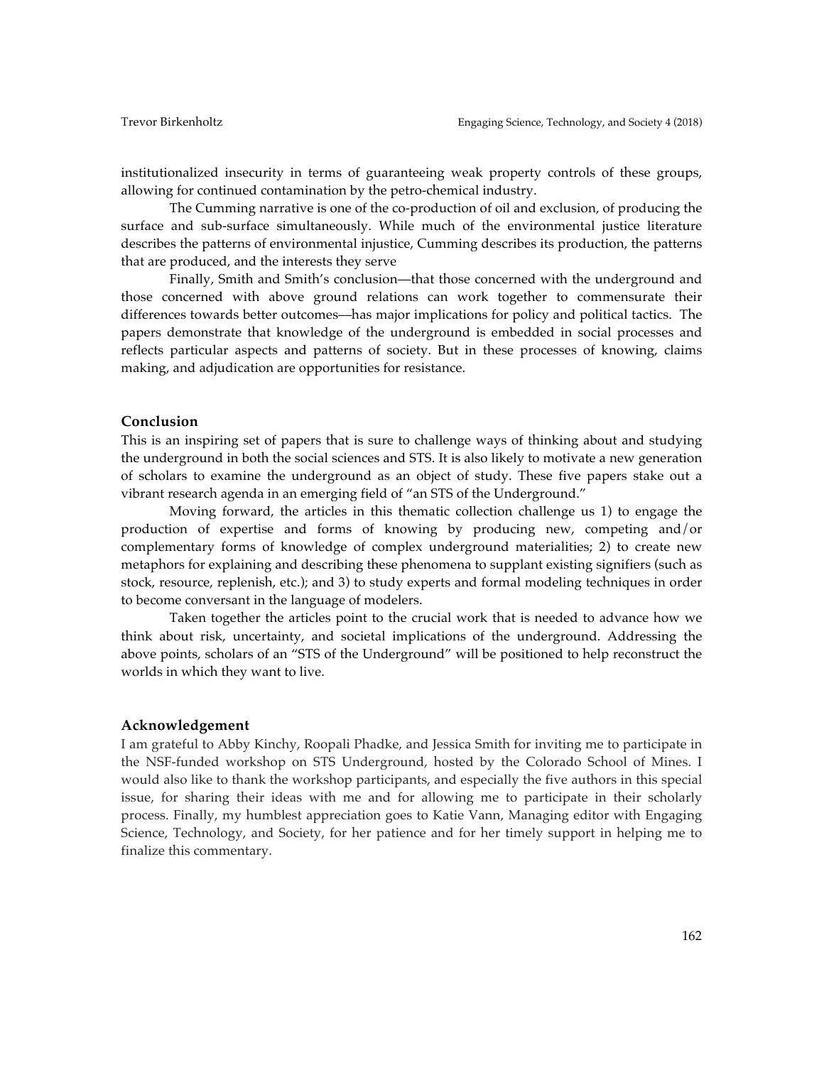institutionalized insecurity in terms of guaranteeing weak property controls of these groups, allowing for continued contamination by the petro-chemical industry.

The Cumming narrative is one of the co-production of oil and exclusion, of producing the surface and sub-surface simultaneously. While much of the environmental justice literature describes the patterns of environmental injustice, Cumming describes its production, the patterns that are produced, and the interests they serve

Finally, Smith and Smith's conclusion—that those concerned with the underground and those concerned with above ground relations can work together to commensurate their differences towards better outcomes—has major implications for policy and political tactics. The papers demonstrate that knowledge of the underground is embedded in social processes and reflects particular aspects and patterns of society. But in these processes of knowing, claims making, and adjudication are opportunities for resistance.

## Conclusion

This is an inspiring set of papers that is sure to challenge ways of thinking about and studying the underground in both the social sciences and STS. It is also likely to motivate a new generation of scholars to examine the underground as an object of study. These five papers stake out a vibrant research agenda in an emerging field of "an STS of the Underground."

Moving forward, the articles in this thematic collection challenge us 1) to engage the production of expertise and forms of knowing by producing new, competing and/or complementary forms of knowledge of complex underground materialities; 2) to create new metaphors for explaining and describing these phenomena to supplant existing signifiers (such as stock, resource, replenish, etc.); and 3) to study experts and formal modeling techniques in order to become conversant in the language of modelers.

Taken together the articles point to the crucial work that is needed to advance how we think about risk, uncertainty, and societal implications of the underground. Addressing the above points, scholars of an "STS of the Underground" will be positioned to help reconstruct the worlds in which they want to live.

## Acknowledgement

I am grateful to Abby Kinchy, Roopali Phadke, and Jessica Smith for inviting me to participate in the NSF-funded workshop on STS Underground, hosted by the Colorado School of Mines. I would also like to thank the workshop participants, and especially the five authors in this special issue, for sharing their ideas with me and for allowing me to participate in their scholarly process. Finally, my humblest appreciation goes to Katie Vann, Managing editor with Engaging Science, Technology, and Society, for her patience and for her timely support in helping me to finalize this commentary.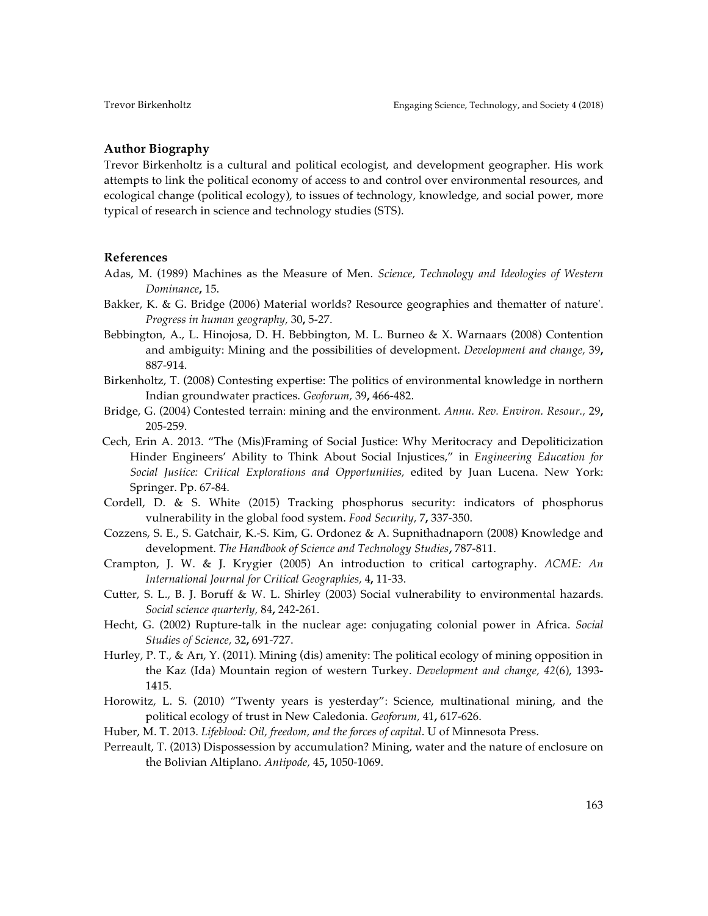## Author Biography

Trevor Birkenholtz is a cultural and political ecologist, and development geographer. His work attempts to link the political economy of access to and control over environmental resources, and ecological change (political ecology), to issues of technology, knowledge, and social power, more typical of research in science and technology studies (STS).

## References

Adas, M. (1989) Machines as the Measure of Men. *Science, Technology and Ideologies of Western Dominance*, 15.

Bakker, K. & G. Bridge (2006) Material worlds? Resource geographies and thematter of nature'. *Progress in human geography,* 30, 5-27.

Bebbington, A., L. Hinojosa, D. H. Bebbington, M. L. Burneo & X. Warnaars (2008) Contention and ambiguity: Mining and the possibilities of development. *Development and change,* 39, 887-914.

Birkenholtz, T. (2008) Contesting expertise: The politics of environmental knowledge in northern Indian groundwater practices. *Geoforum,* 39, 466-482.

Bridge, G. (2004) Contested terrain: mining and the environment. *Annu. Rev. Environ. Resour.,* 29, 205-259.

Cech, Erin A. 2013. "The (Mis)Framing of Social Justice: Why Meritocracy and Depoliticization Hinder Engineers' Ability to Think About Social Injustices," in *Engineering Education for Social Justice: Critical Explorations and Opportunities,* edited by Juan Lucena. New York: Springer. Pp. 67-84.

Cordell, D. & S. White (2015) Tracking phosphorus security: indicators of phosphorus vulnerability in the global food system. *Food Security,* 7, 337-350.

Cozzens, S. E., S. Gatchair, K.-S. Kim, G. Ordonez & A. Supnithadnaporn (2008) Knowledge and development. *The Handbook of Science and Technology Studies*, 787-811.

Crampton, J. W. & J. Krygier (2005) An introduction to critical cartography. *ACME: An International Journal for Critical Geographies,* 4, 11-33.

Cutter, S. L., B. J. Boruff & W. L. Shirley (2003) Social vulnerability to environmental hazards. *Social science quarterly,* 84, 242-261.

Hecht, G. (2002) Rupture-talk in the nuclear age: conjugating colonial power in Africa. *Social Studies of Science,* 32, 691-727.

Hurley, P. T., & Arı, Y. (2011). Mining (dis) amenity: The political ecology of mining opposition in the Kaz (Ida) Mountain region of western Turkey. *Development and change, 42*(6), 1393-1415.

Horowitz, L. S. (2010) "Twenty years is yesterday": Science, multinational mining, and the political ecology of trust in New Caledonia. *Geoforum,* 41, 617-626.

Huber, M. T. 2013. *Lifeblood: Oil, freedom, and the forces of capital*. U of Minnesota Press.

Perreault, T. (2013) Dispossession by accumulation? Mining, water and the nature of enclosure on the Bolivian Altiplano. *Antipode,* 45, 1050-1069.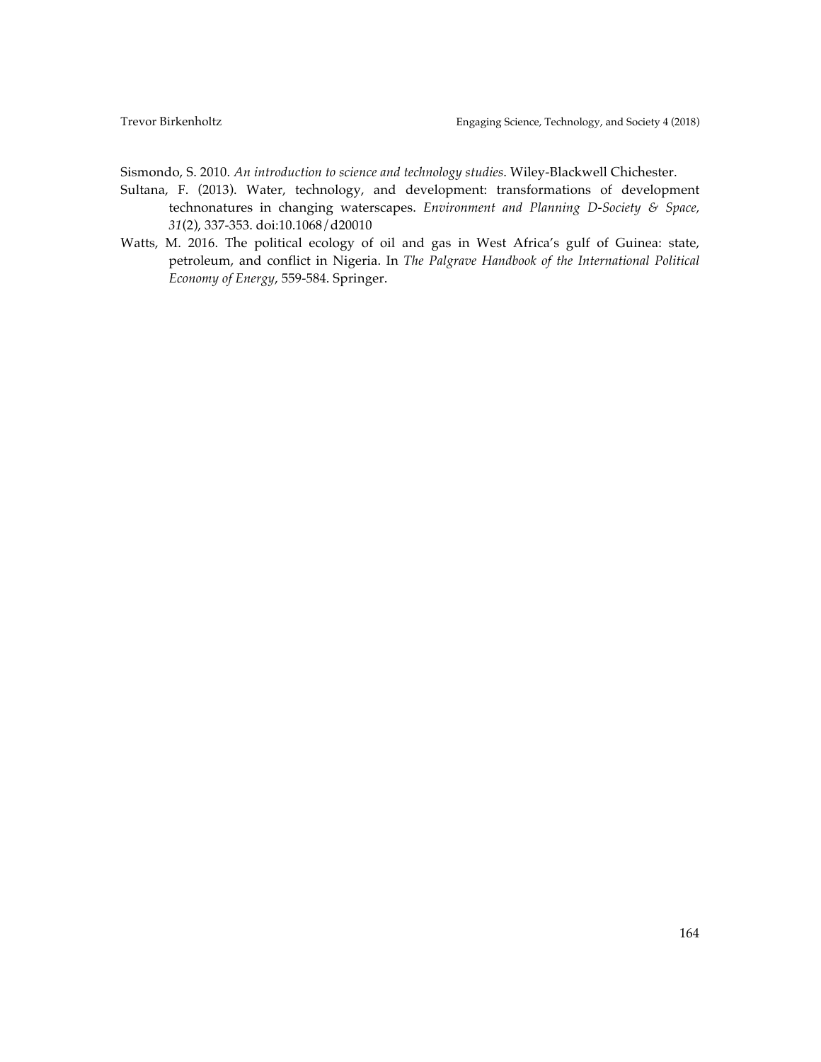Sismondo, S. 2010. *An introduction to science and technology studies*. Wiley-Blackwell Chichester.

Sultana, F. (2013). Water, technology, and development: transformations of development technonatures in changing waterscapes. *Environment and Planning D-Society & Space, 31*(2), 337-353. doi:10.1068/d20010

Watts, M. 2016. The political ecology of oil and gas in West Africa's gulf of Guinea: state, petroleum, and conflict in Nigeria. In *The Palgrave Handbook of the International Political Economy of Energy*, 559-584. Springer.